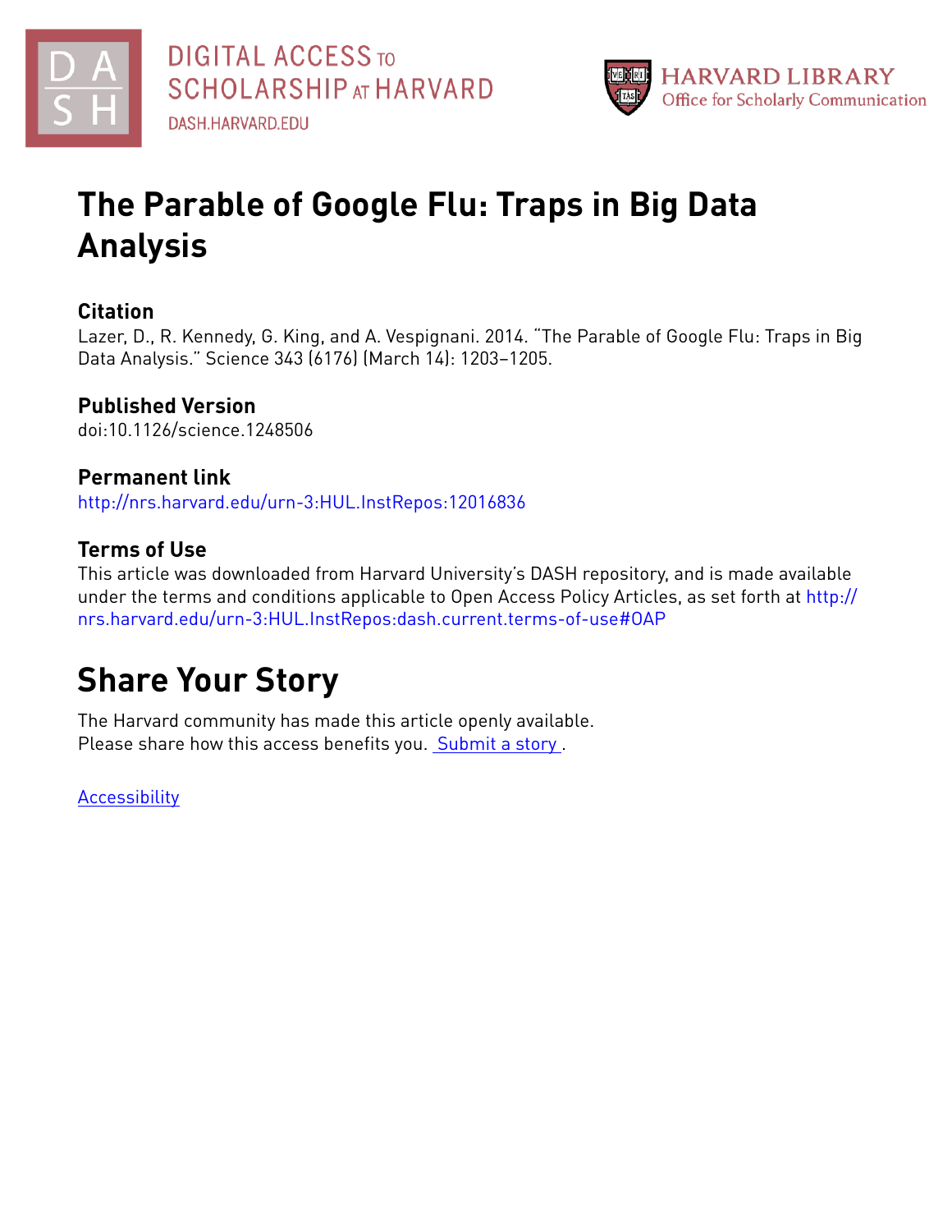DIGITAL ACCESS TO SCHOLARSHIP AT HARVARD

DASH.HARVARD.EDU

HARVARD LIBRARY
Office for Scholarly Communication

# The Parable of Google Flu: Traps in Big Data Analysis

## Citation

Lazer, D., R. Kennedy, G. King, and A. Vespignani. 2014. "The Parable of Google Flu: Traps in Big Data Analysis." Science 343 (6176) (March 14): 1203–1205.

## Published Version

doi:10.1126/science.1248506

## Permanent link

http://nrs.harvard.edu/urn-3:HUL.InstRepos:12016836

## Terms of Use

This article was downloaded from Harvard University's DASH repository, and is made available under the terms and conditions applicable to Open Access Policy Articles, as set forth at http://nrs.harvard.edu/urn-3:HUL.InstRepos:dash.current.terms-of-use#OAP

# Share Your Story

The Harvard community has made this article openly available.
Please share how this access benefits you. Submit a story .

Accessibility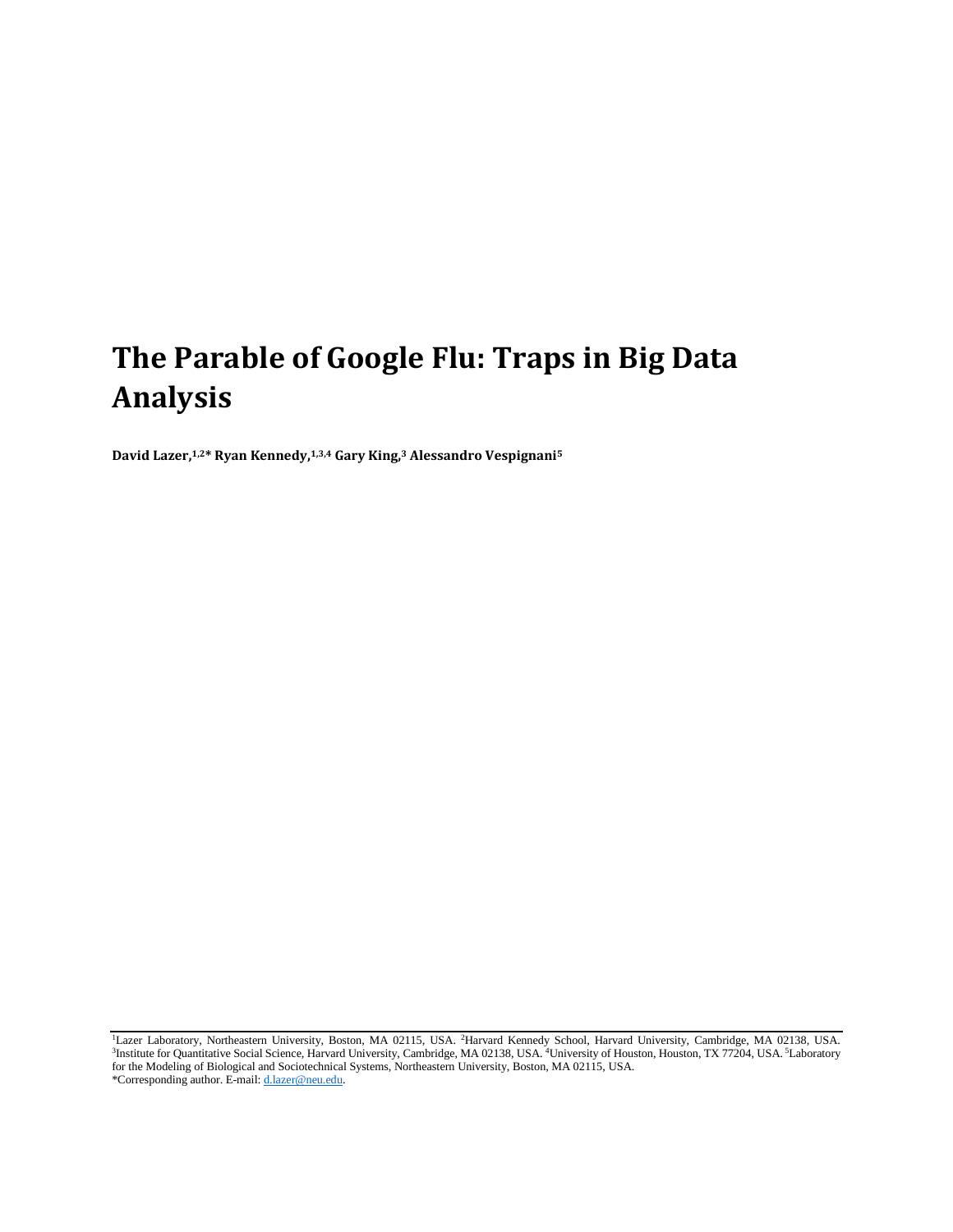# The Parable of Google Flu: Traps in Big Data Analysis

**David Lazer,[1,2]* Ryan Kennedy,[1,3,4] Gary King,[3] Alessandro Vespignani[5]**

[1]Lazer Laboratory, Northeastern University, Boston, MA 02115, USA. [2]Harvard Kennedy School, Harvard University, Cambridge, MA 02138, USA. [3]Institute for Quantitative Social Science, Harvard University, Cambridge, MA 02138, USA. [4]University of Houston, Houston, TX 77204, USA. [5]Laboratory for the Modeling of Biological and Sociotechnical Systems, Northeastern University, Boston, MA 02115, USA.
*Corresponding author. E-mail: d.lazer@neu.edu.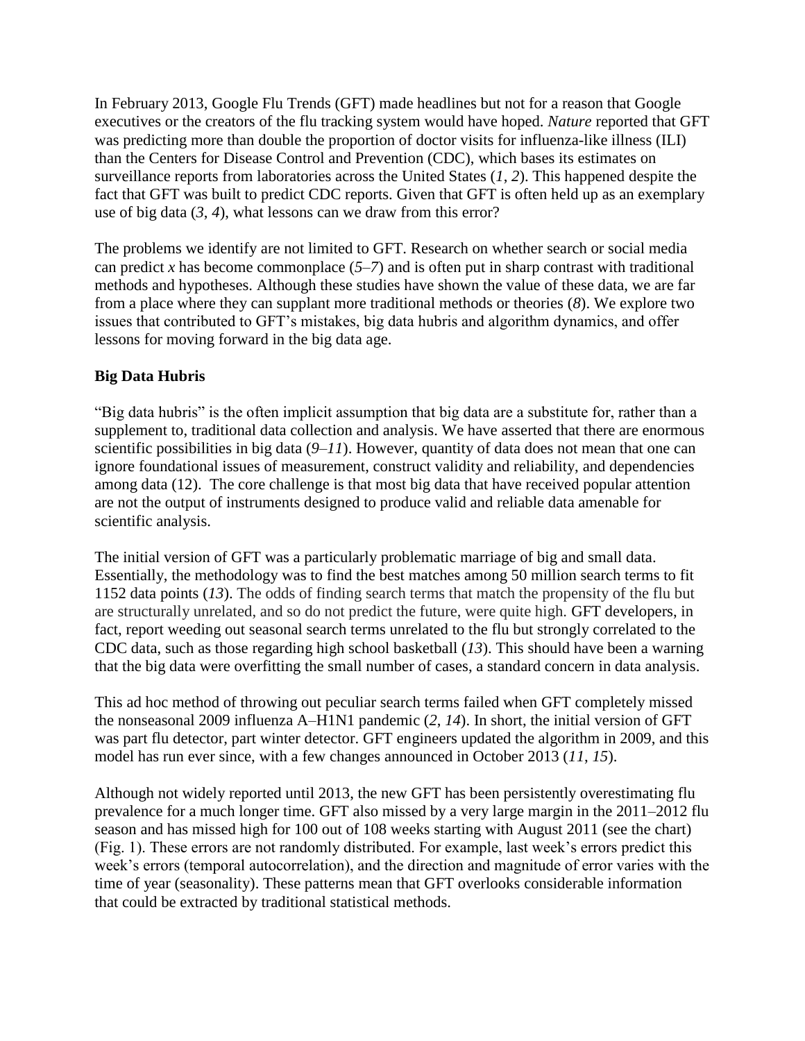In February 2013, Google Flu Trends (GFT) made headlines but not for a reason that Google executives or the creators of the flu tracking system would have hoped. *Nature* reported that GFT was predicting more than double the proportion of doctor visits for influenza-like illness (ILI) than the Centers for Disease Control and Prevention (CDC), which bases its estimates on surveillance reports from laboratories across the United States (*1*, *2*). This happened despite the fact that GFT was built to predict CDC reports. Given that GFT is often held up as an exemplary use of big data (*3*, *4*), what lessons can we draw from this error?

The problems we identify are not limited to GFT. Research on whether search or social media can predict *x* has become commonplace (*5*–*7*) and is often put in sharp contrast with traditional methods and hypotheses. Although these studies have shown the value of these data, we are far from a place where they can supplant more traditional methods or theories (*8*). We explore two issues that contributed to GFT's mistakes, big data hubris and algorithm dynamics, and offer lessons for moving forward in the big data age.

**Big Data Hubris**

"Big data hubris" is the often implicit assumption that big data are a substitute for, rather than a supplement to, traditional data collection and analysis. We have asserted that there are enormous scientific possibilities in big data (*9*–*11*). However, quantity of data does not mean that one can ignore foundational issues of measurement, construct validity and reliability, and dependencies among data (12). The core challenge is that most big data that have received popular attention are not the output of instruments designed to produce valid and reliable data amenable for scientific analysis.

The initial version of GFT was a particularly problematic marriage of big and small data. Essentially, the methodology was to find the best matches among 50 million search terms to fit 1152 data points (*13*). The odds of finding search terms that match the propensity of the flu but are structurally unrelated, and so do not predict the future, were quite high. GFT developers, in fact, report weeding out seasonal search terms unrelated to the flu but strongly correlated to the CDC data, such as those regarding high school basketball (*13*). This should have been a warning that the big data were overfitting the small number of cases, a standard concern in data analysis.

This ad hoc method of throwing out peculiar search terms failed when GFT completely missed the nonseasonal 2009 influenza A–H1N1 pandemic (*2*, *14*). In short, the initial version of GFT was part flu detector, part winter detector. GFT engineers updated the algorithm in 2009, and this model has run ever since, with a few changes announced in October 2013 (*11*, *15*).

Although not widely reported until 2013, the new GFT has been persistently overestimating flu prevalence for a much longer time. GFT also missed by a very large margin in the 2011–2012 flu season and has missed high for 100 out of 108 weeks starting with August 2011 (see the chart) (Fig. 1). These errors are not randomly distributed. For example, last week's errors predict this week's errors (temporal autocorrelation), and the direction and magnitude of error varies with the time of year (seasonality). These patterns mean that GFT overlooks considerable information that could be extracted by traditional statistical methods.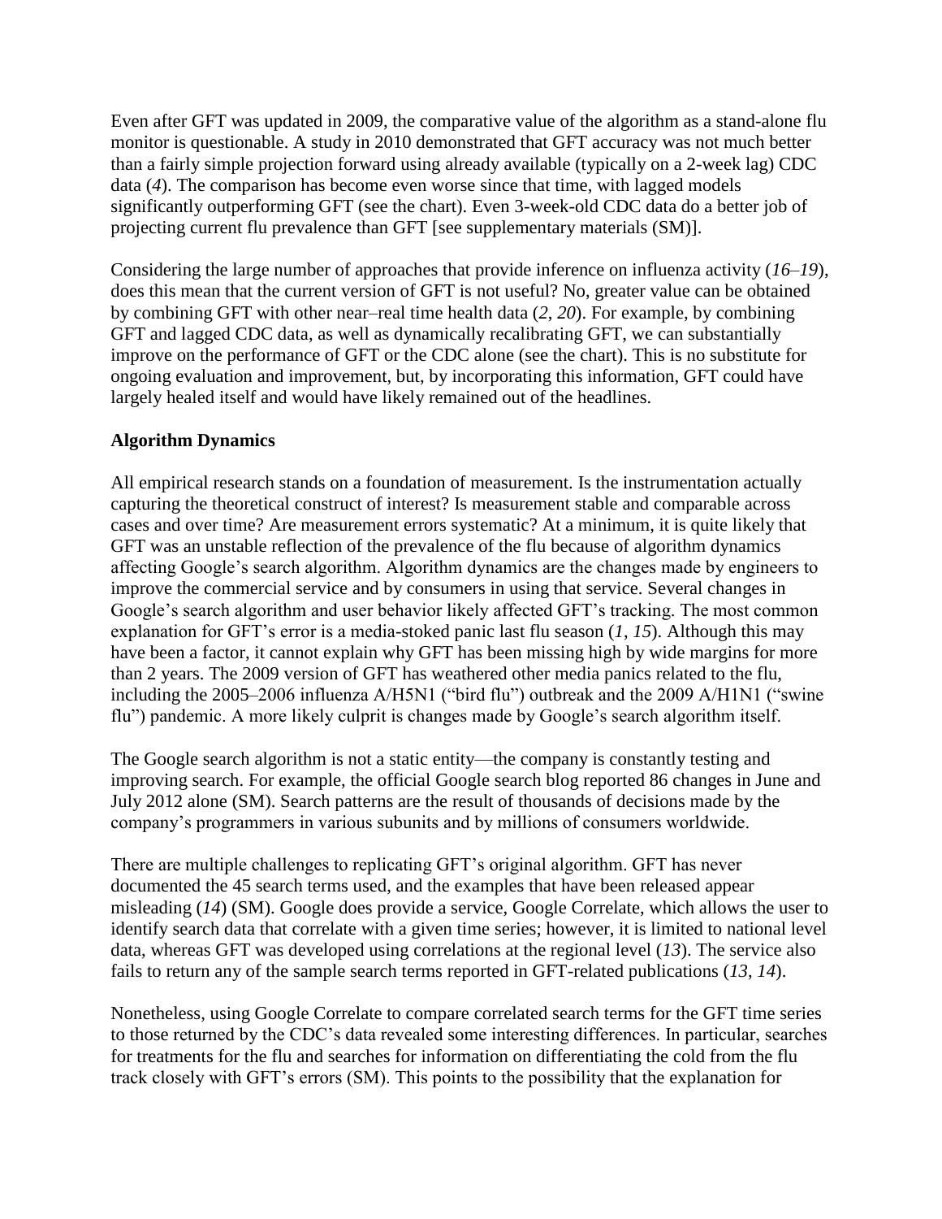Even after GFT was updated in 2009, the comparative value of the algorithm as a stand-alone flu monitor is questionable. A study in 2010 demonstrated that GFT accuracy was not much better than a fairly simple projection forward using already available (typically on a 2-week lag) CDC data (*4*). The comparison has become even worse since that time, with lagged models significantly outperforming GFT (see the chart). Even 3-week-old CDC data do a better job of projecting current flu prevalence than GFT [see supplementary materials (SM)].

Considering the large number of approaches that provide inference on influenza activity (*16*–*19*), does this mean that the current version of GFT is not useful? No, greater value can be obtained by combining GFT with other near–real time health data (*2*, *20*). For example, by combining GFT and lagged CDC data, as well as dynamically recalibrating GFT, we can substantially improve on the performance of GFT or the CDC alone (see the chart). This is no substitute for ongoing evaluation and improvement, but, by incorporating this information, GFT could have largely healed itself and would have likely remained out of the headlines.

**Algorithm Dynamics**

All empirical research stands on a foundation of measurement. Is the instrumentation actually capturing the theoretical construct of interest? Is measurement stable and comparable across cases and over time? Are measurement errors systematic? At a minimum, it is quite likely that GFT was an unstable reflection of the prevalence of the flu because of algorithm dynamics affecting Google's search algorithm. Algorithm dynamics are the changes made by engineers to improve the commercial service and by consumers in using that service. Several changes in Google's search algorithm and user behavior likely affected GFT's tracking. The most common explanation for GFT's error is a media-stoked panic last flu season (*1*, *15*). Although this may have been a factor, it cannot explain why GFT has been missing high by wide margins for more than 2 years. The 2009 version of GFT has weathered other media panics related to the flu, including the 2005–2006 influenza A/H5N1 ("bird flu") outbreak and the 2009 A/H1N1 ("swine flu") pandemic. A more likely culprit is changes made by Google's search algorithm itself.

The Google search algorithm is not a static entity—the company is constantly testing and improving search. For example, the official Google search blog reported 86 changes in June and July 2012 alone (SM). Search patterns are the result of thousands of decisions made by the company's programmers in various subunits and by millions of consumers worldwide.

There are multiple challenges to replicating GFT's original algorithm. GFT has never documented the 45 search terms used, and the examples that have been released appear misleading (*14*) (SM). Google does provide a service, Google Correlate, which allows the user to identify search data that correlate with a given time series; however, it is limited to national level data, whereas GFT was developed using correlations at the regional level (*13*). The service also fails to return any of the sample search terms reported in GFT-related publications (*13*, *14*).

Nonetheless, using Google Correlate to compare correlated search terms for the GFT time series to those returned by the CDC's data revealed some interesting differences. In particular, searches for treatments for the flu and searches for information on differentiating the cold from the flu track closely with GFT's errors (SM). This points to the possibility that the explanation for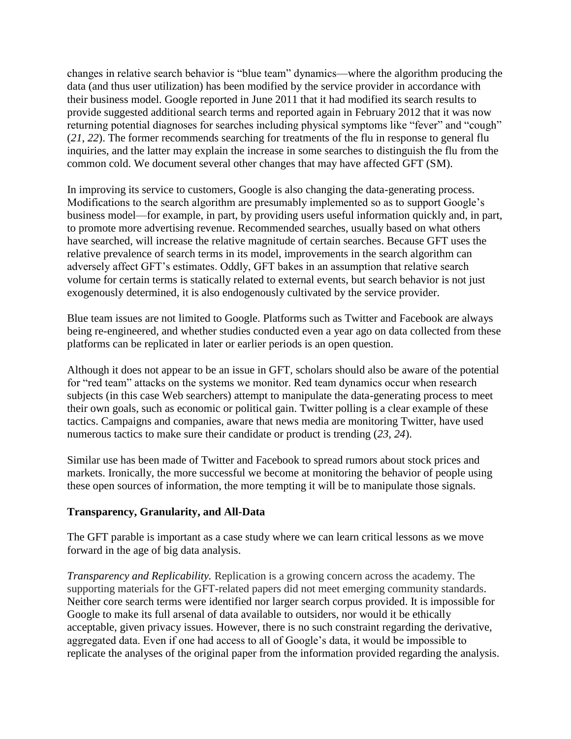changes in relative search behavior is "blue team" dynamics—where the algorithm producing the data (and thus user utilization) has been modified by the service provider in accordance with their business model. Google reported in June 2011 that it had modified its search results to provide suggested additional search terms and reported again in February 2012 that it was now returning potential diagnoses for searches including physical symptoms like "fever" and "cough" (*21*, *22*). The former recommends searching for treatments of the flu in response to general flu inquiries, and the latter may explain the increase in some searches to distinguish the flu from the common cold. We document several other changes that may have affected GFT (SM).

In improving its service to customers, Google is also changing the data-generating process. Modifications to the search algorithm are presumably implemented so as to support Google's business model—for example, in part, by providing users useful information quickly and, in part, to promote more advertising revenue. Recommended searches, usually based on what others have searched, will increase the relative magnitude of certain searches. Because GFT uses the relative prevalence of search terms in its model, improvements in the search algorithm can adversely affect GFT's estimates. Oddly, GFT bakes in an assumption that relative search volume for certain terms is statically related to external events, but search behavior is not just exogenously determined, it is also endogenously cultivated by the service provider.

Blue team issues are not limited to Google. Platforms such as Twitter and Facebook are always being re-engineered, and whether studies conducted even a year ago on data collected from these platforms can be replicated in later or earlier periods is an open question.

Although it does not appear to be an issue in GFT, scholars should also be aware of the potential for "red team" attacks on the systems we monitor. Red team dynamics occur when research subjects (in this case Web searchers) attempt to manipulate the data-generating process to meet their own goals, such as economic or political gain. Twitter polling is a clear example of these tactics. Campaigns and companies, aware that news media are monitoring Twitter, have used numerous tactics to make sure their candidate or product is trending (*23*, *24*).

Similar use has been made of Twitter and Facebook to spread rumors about stock prices and markets. Ironically, the more successful we become at monitoring the behavior of people using these open sources of information, the more tempting it will be to manipulate those signals.

**Transparency, Granularity, and All-Data**

The GFT parable is important as a case study where we can learn critical lessons as we move forward in the age of big data analysis.

*Transparency and Replicability.* Replication is a growing concern across the academy. The supporting materials for the GFT-related papers did not meet emerging community standards. Neither core search terms were identified nor larger search corpus provided. It is impossible for Google to make its full arsenal of data available to outsiders, nor would it be ethically acceptable, given privacy issues. However, there is no such constraint regarding the derivative, aggregated data. Even if one had access to all of Google's data, it would be impossible to replicate the analyses of the original paper from the information provided regarding the analysis.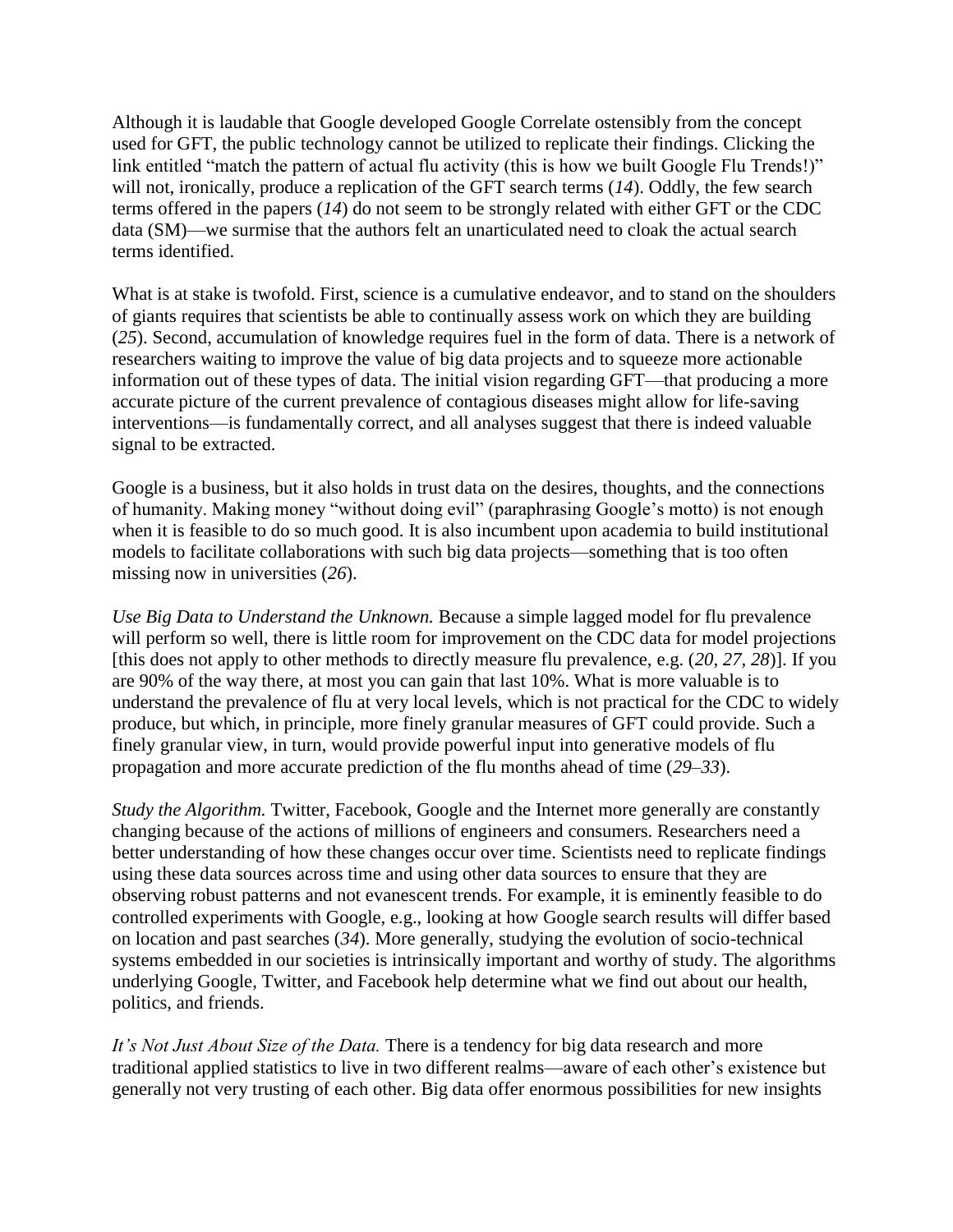Although it is laudable that Google developed Google Correlate ostensibly from the concept used for GFT, the public technology cannot be utilized to replicate their findings. Clicking the link entitled "match the pattern of actual flu activity (this is how we built Google Flu Trends!)" will not, ironically, produce a replication of the GFT search terms (*14*). Oddly, the few search terms offered in the papers (*14*) do not seem to be strongly related with either GFT or the CDC data (SM)—we surmise that the authors felt an unarticulated need to cloak the actual search terms identified.

What is at stake is twofold. First, science is a cumulative endeavor, and to stand on the shoulders of giants requires that scientists be able to continually assess work on which they are building (*25*). Second, accumulation of knowledge requires fuel in the form of data. There is a network of researchers waiting to improve the value of big data projects and to squeeze more actionable information out of these types of data. The initial vision regarding GFT—that producing a more accurate picture of the current prevalence of contagious diseases might allow for life-saving interventions—is fundamentally correct, and all analyses suggest that there is indeed valuable signal to be extracted.

Google is a business, but it also holds in trust data on the desires, thoughts, and the connections of humanity. Making money "without doing evil" (paraphrasing Google's motto) is not enough when it is feasible to do so much good. It is also incumbent upon academia to build institutional models to facilitate collaborations with such big data projects—something that is too often missing now in universities (*26*).

*Use Big Data to Understand the Unknown.* Because a simple lagged model for flu prevalence will perform so well, there is little room for improvement on the CDC data for model projections [this does not apply to other methods to directly measure flu prevalence, e.g. (*20*, *27*, *28*)]. If you are 90% of the way there, at most you can gain that last 10%. What is more valuable is to understand the prevalence of flu at very local levels, which is not practical for the CDC to widely produce, but which, in principle, more finely granular measures of GFT could provide. Such a finely granular view, in turn, would provide powerful input into generative models of flu propagation and more accurate prediction of the flu months ahead of time (*29*–*33*).

*Study the Algorithm.* Twitter, Facebook, Google and the Internet more generally are constantly changing because of the actions of millions of engineers and consumers. Researchers need a better understanding of how these changes occur over time. Scientists need to replicate findings using these data sources across time and using other data sources to ensure that they are observing robust patterns and not evanescent trends. For example, it is eminently feasible to do controlled experiments with Google, e.g., looking at how Google search results will differ based on location and past searches (*34*). More generally, studying the evolution of socio-technical systems embedded in our societies is intrinsically important and worthy of study. The algorithms underlying Google, Twitter, and Facebook help determine what we find out about our health, politics, and friends.

*It's Not Just About Size of the Data.* There is a tendency for big data research and more traditional applied statistics to live in two different realms—aware of each other's existence but generally not very trusting of each other. Big data offer enormous possibilities for new insights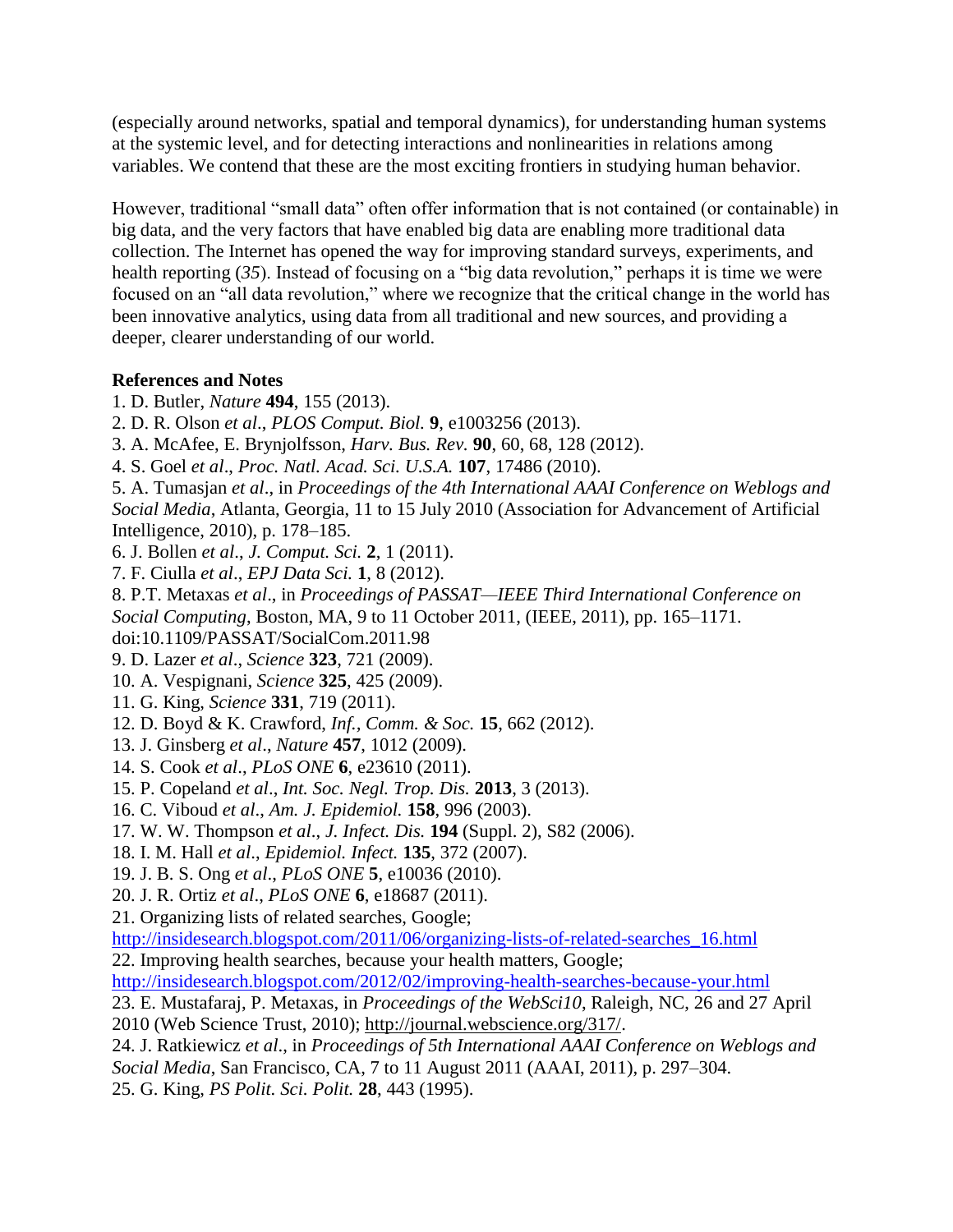(especially around networks, spatial and temporal dynamics), for understanding human systems at the systemic level, and for detecting interactions and nonlinearities in relations among variables. We contend that these are the most exciting frontiers in studying human behavior.

However, traditional “small data” often offer information that is not contained (or containable) in big data, and the very factors that have enabled big data are enabling more traditional data collection. The Internet has opened the way for improving standard surveys, experiments, and health reporting (*35*). Instead of focusing on a “big data revolution,” perhaps it is time we were focused on an “all data revolution,” where we recognize that the critical change in the world has been innovative analytics, using data from all traditional and new sources, and providing a deeper, clearer understanding of our world.

**References and Notes**

1. D. Butler, *Nature* **494**, 155 (2013).
2. D. R. Olson *et al*., *PLOS Comput. Biol.* **9**, e1003256 (2013).
3. A. McAfee, E. Brynjolfsson, *Harv. Bus. Rev.* **90**, 60, 68, 128 (2012).
4. S. Goel *et al*., *Proc. Natl. Acad. Sci. U.S.A.* **107**, 17486 (2010).
5. A. Tumasjan *et al*., in *Proceedings of the 4th International AAAI Conference on Weblogs and Social Media*, Atlanta, Georgia, 11 to 15 July 2010 (Association for Advancement of Artificial Intelligence, 2010), p. 178–185.
6. J. Bollen *et al*., *J. Comput. Sci.* **2**, 1 (2011).
7. F. Ciulla *et al*., *EPJ Data Sci.* **1**, 8 (2012).
8. P.T. Metaxas *et al*., in *Proceedings of PASSAT—IEEE Third International Conference on Social Computing*, Boston, MA, 9 to 11 October 2011, (IEEE, 2011), pp. 165–1171. doi:10.1109/PASSAT/SocialCom.2011.98
9. D. Lazer *et al*., *Science* **323**, 721 (2009).
10. A. Vespignani, *Science* **325**, 425 (2009).
11. G. King, *Science* **331**, 719 (2011).
12. D. Boyd & K. Crawford, *Inf., Comm. & Soc.* **15**, 662 (2012).
13. J. Ginsberg *et al*., *Nature* **457**, 1012 (2009).
14. S. Cook *et al*., *PLoS ONE* **6**, e23610 (2011).
15. P. Copeland *et al*., *Int. Soc. Negl. Trop. Dis.* **2013**, 3 (2013).
16. C. Viboud *et al*., *Am. J. Epidemiol.* **158**, 996 (2003).
17. W. W. Thompson *et al*., *J. Infect. Dis.* **194** (Suppl. 2), S82 (2006).
18. I. M. Hall *et al*., *Epidemiol. Infect.* **135**, 372 (2007).
19. J. B. S. Ong *et al*., *PLoS ONE* **5**, e10036 (2010).
20. J. R. Ortiz *et al*., *PLoS ONE* **6**, e18687 (2011).
21. Organizing lists of related searches, Google; http://insidesearch.blogspot.com/2011/06/organizing-lists-of-related-searches_16.html
22. Improving health searches, because your health matters, Google; http://insidesearch.blogspot.com/2012/02/improving-health-searches-because-your.html
23. E. Mustafaraj, P. Metaxas, in *Proceedings of the WebSci10*, Raleigh, NC, 26 and 27 April 2010 (Web Science Trust, 2010); http://journal.webscience.org/317/.
24. J. Ratkiewicz *et al*., in *Proceedings of 5th International AAAI Conference on Weblogs and Social Media*, San Francisco, CA, 7 to 11 August 2011 (AAAI, 2011), p. 297–304.
25. G. King, *PS Polit. Sci. Polit.* **28**, 443 (1995).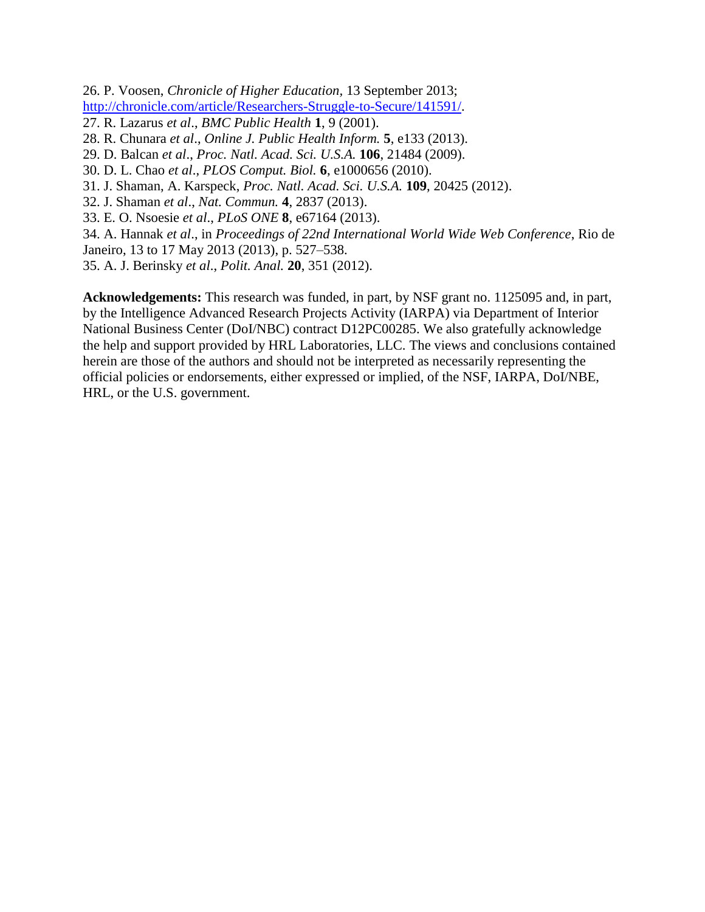26. P. Voosen, *Chronicle of Higher Education*, 13 September 2013; http://chronicle.com/article/Researchers-Struggle-to-Secure/141591/.
27. R. Lazarus *et al*., *BMC Public Health* **1**, 9 (2001).
28. R. Chunara *et al*., *Online J. Public Health Inform.* **5**, e133 (2013).
29. D. Balcan *et al*., *Proc. Natl. Acad. Sci. U.S.A.* **106**, 21484 (2009).
30. D. L. Chao *et al*., *PLOS Comput. Biol.* **6**, e1000656 (2010).
31. J. Shaman, A. Karspeck, *Proc. Natl. Acad. Sci. U.S.A.* **109**, 20425 (2012).
32. J. Shaman *et al*., *Nat. Commun.* **4**, 2837 (2013).
33. E. O. Nsoesie *et al*., *PLoS ONE* **8**, e67164 (2013).
34. A. Hannak *et al*., in *Proceedings of 22nd International World Wide Web Conference*, Rio de Janeiro, 13 to 17 May 2013 (2013), p. 527–538.
35. A. J. Berinsky *et al*., *Polit. Anal.* **20**, 351 (2012).

**Acknowledgements:** This research was funded, in part, by NSF grant no. 1125095 and, in part, by the Intelligence Advanced Research Projects Activity (IARPA) via Department of Interior National Business Center (DoI/NBC) contract D12PC00285. We also gratefully acknowledge the help and support provided by HRL Laboratories, LLC. The views and conclusions contained herein are those of the authors and should not be interpreted as necessarily representing the official policies or endorsements, either expressed or implied, of the NSF, IARPA, DoI/NBE, HRL, or the U.S. government.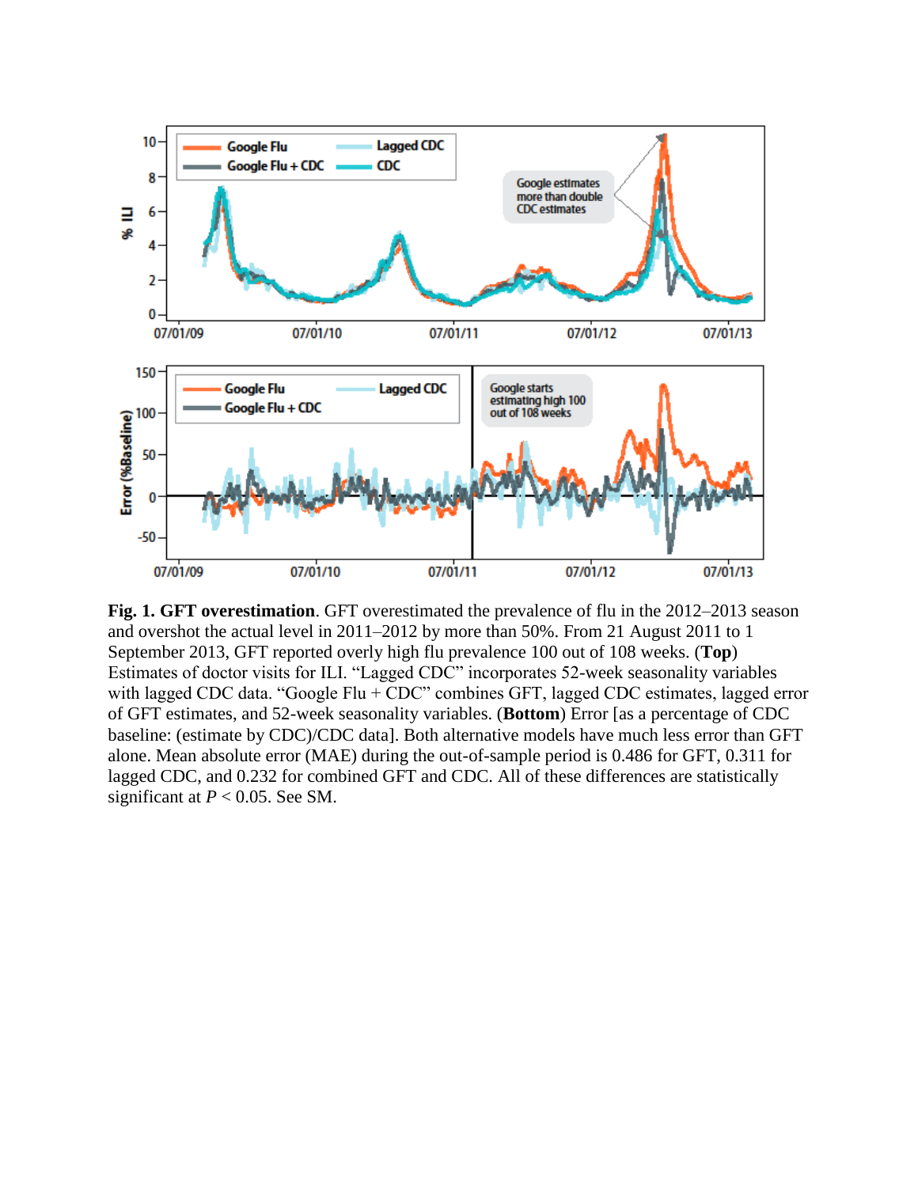Google Flu
Google Flu + CDC
Lagged CDC
CDC

Google estimates more than double CDC estimates

% ILI

10
8
6
4
2
0

07/01/09
07/01/10
07/01/11
07/01/12
07/01/13

Google Flu
Google Flu + CDC
Lagged CDC

Google starts estimating high 100 out of 108 weeks

Error (%Baseline)

150
100
50
0
-50

07/01/09
07/01/10
07/01/11
07/01/12
07/01/13

**Fig. 1. GFT overestimation**. GFT overestimated the prevalence of flu in the 2012–2013 season and overshot the actual level in 2011–2012 by more than 50%. From 21 August 2011 to 1 September 2013, GFT reported overly high flu prevalence 100 out of 108 weeks. (**Top**) Estimates of doctor visits for ILI. "Lagged CDC" incorporates 52-week seasonality variables with lagged CDC data. "Google Flu + CDC" combines GFT, lagged CDC estimates, lagged error of GFT estimates, and 52-week seasonality variables. (**Bottom**) Error [as a percentage of CDC baseline: (estimate by CDC)/CDC data]. Both alternative models have much less error than GFT alone. Mean absolute error (MAE) during the out-of-sample period is 0.486 for GFT, 0.311 for lagged CDC, and 0.232 for combined GFT and CDC. All of these differences are statistically significant at $P < 0.05$. See SM.